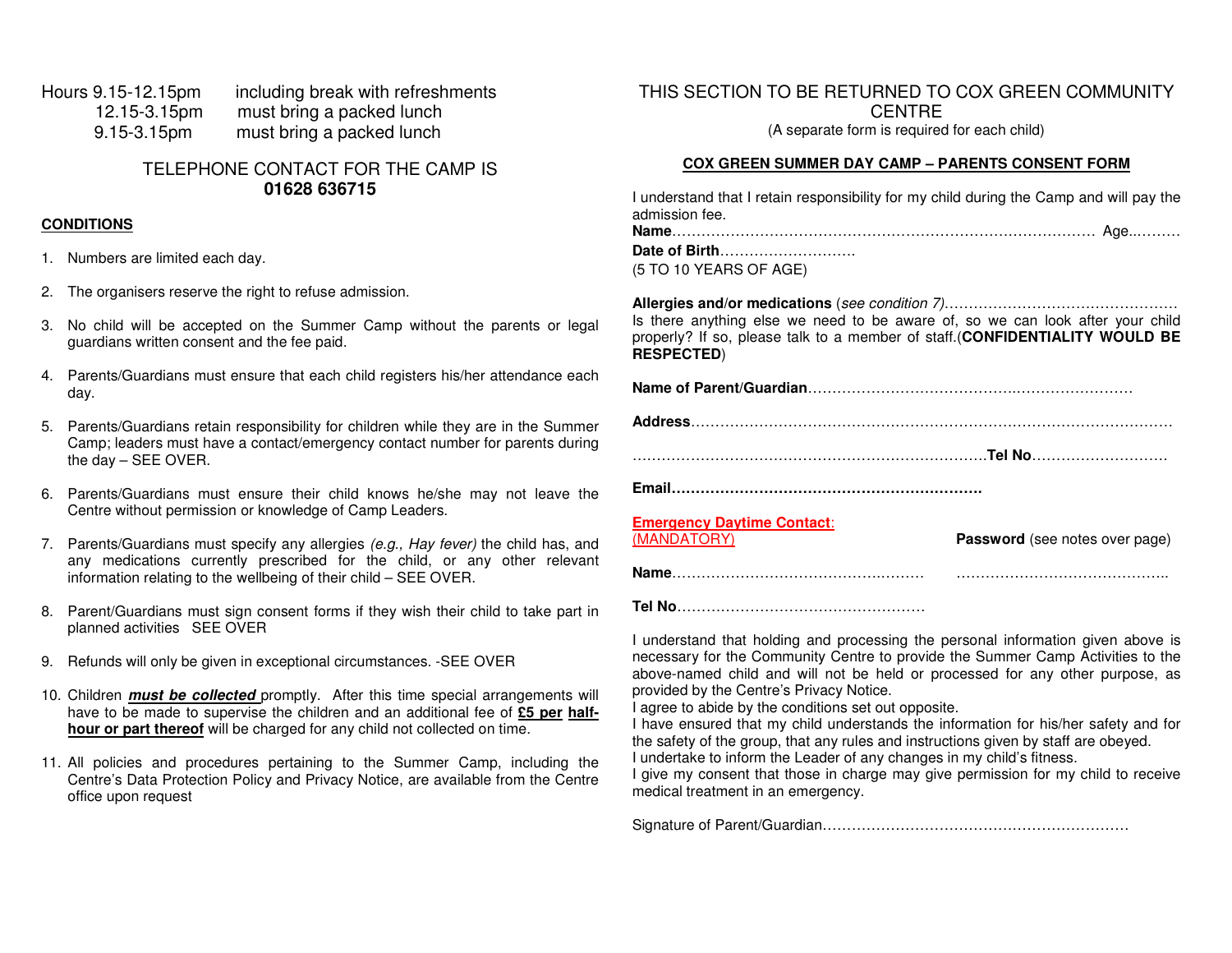Hours 9.15-12.15pm including break with refreshments
12.15-3.15pm must bring a packed lunch
9.15-3.15pm must bring a packed lunch

TELEPHONE CONTACT FOR THE CAMP IS
**01628 636715**

**CONDITIONS**

1. Numbers are limited each day.
2. The organisers reserve the right to refuse admission.
3. No child will be accepted on the Summer Camp without the parents or legal guardians written consent and the fee paid.
4. Parents/Guardians must ensure that each child registers his/her attendance each day.
5. Parents/Guardians retain responsibility for children while they are in the Summer Camp; leaders must have a contact/emergency contact number for parents during the day – SEE OVER.
6. Parents/Guardians must ensure their child knows he/she may not leave the Centre without permission or knowledge of Camp Leaders.
7. Parents/Guardians must specify any allergies *(e.g., Hay fever)* the child has, and any medications currently prescribed for the child, or any other relevant information relating to the wellbeing of their child – SEE OVER.
8. Parent/Guardians must sign consent forms if they wish their child to take part in planned activities SEE OVER
9. Refunds will only be given in exceptional circumstances. -SEE OVER
10. Children ***must be collected*** promptly. After this time special arrangements will have to be made to supervise the children and an additional fee of **£5 per half-hour or part thereof** will be charged for any child not collected on time.
11. All policies and procedures pertaining to the Summer Camp, including the Centre's Data Protection Policy and Privacy Notice, are available from the Centre office upon request

THIS SECTION TO BE RETURNED TO COX GREEN COMMUNITY CENTRE
(A separate form is required for each child)

**COX GREEN SUMMER DAY CAMP – PARENTS CONSENT FORM**

I understand that I retain responsibility for my child during the Camp and will pay the admission fee.

**Name**………………………………………………………………………………… Age..………

**Date of Birth**……………………….

(5 TO 10 YEARS OF AGE)

**Allergies and/or medications** (*see condition 7)*…………………………………………

Is there anything else we need to be aware of, so we can look after your child properly? If so, please talk to a member of staff.(**CONFIDENTIALITY WOULD BE RESPECTED**)

**Name of Parent/Guardian**…………………………………………..…………………

**Address**………………………………………………………………………………………

……………………………………………………………….**Tel No**………………………

**Email………………………………………………………**

**Emergency Daytime Contact**:
(MANDATORY)

**Password** (see notes over page)

**Name**……………………………………….……… ……………………………………..

**Tel No**……………………………………………

I understand that holding and processing the personal information given above is necessary for the Community Centre to provide the Summer Camp Activities to the above-named child and will not be held or processed for any other purpose, as provided by the Centre's Privacy Notice.
I agree to abide by the conditions set out opposite.
I have ensured that my child understands the information for his/her safety and for the safety of the group, that any rules and instructions given by staff are obeyed.
I undertake to inform the Leader of any changes in my child's fitness.
I give my consent that those in charge may give permission for my child to receive medical treatment in an emergency.

Signature of Parent/Guardian………………………………………………………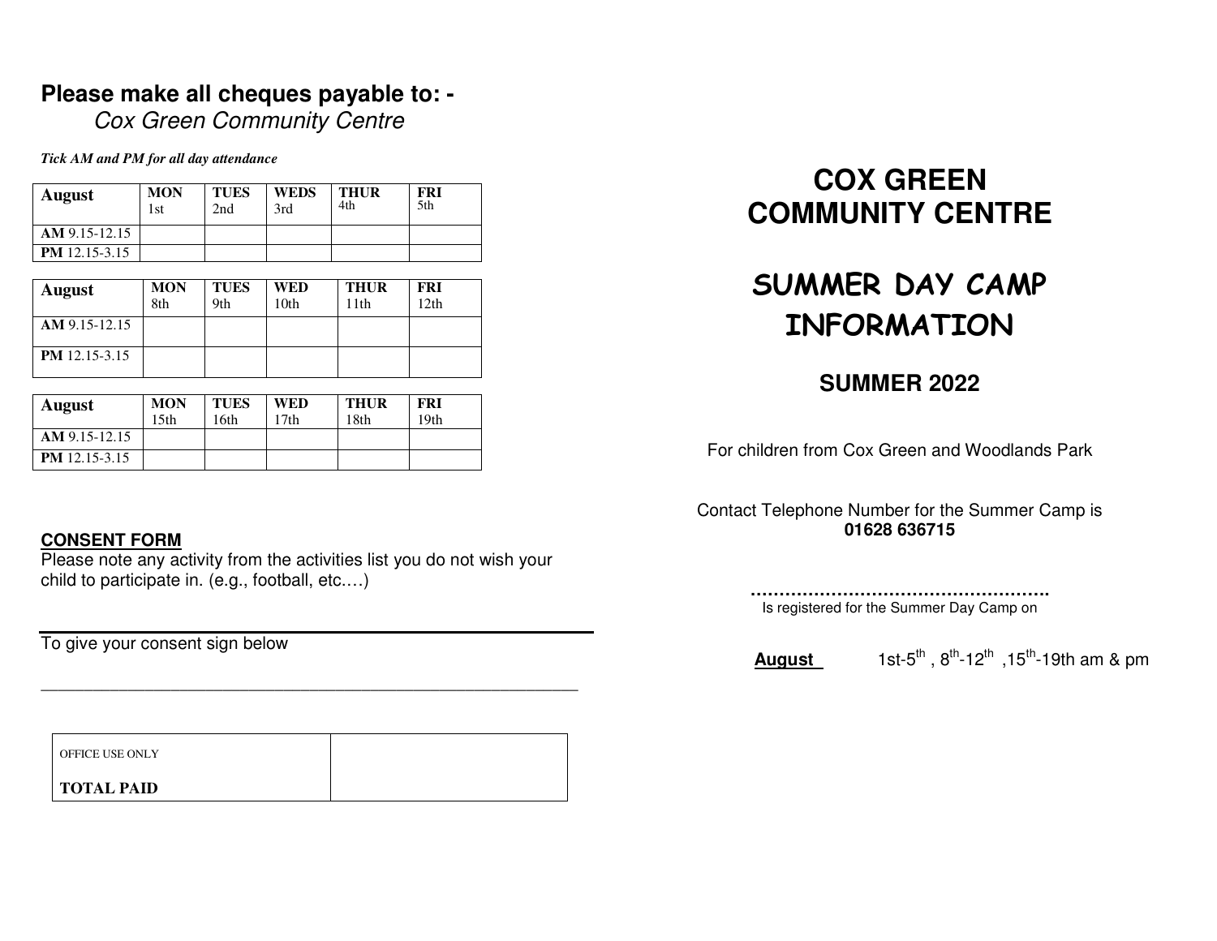**Please make all cheques payable to: -**
*Cox Green Community Centre*

***Tick AM and PM for all day attendance***

| August | MON 1st | TUES 2nd | WEDS 3rd | THUR 4th | FRI 5th |
|---|---|---|---|---|---|
| **AM** 9.15-12.15 | | | | | |
| **PM** 12.15-3.15 | | | | | |

| August | MON 8th | TUES 9th | WED 10th | THUR 11th | FRI 12th |
|---|---|---|---|---|---|
| **AM** 9.15-12.15 | | | | | |
| **PM** 12.15-3.15 | | | | | |

| August | MON 15th | TUES 16th | WED 17th | THUR 18th | FRI 19th |
|---|---|---|---|---|---|
| **AM** 9.15-12.15 | | | | | |
| **PM** 12.15-3.15 | | | | | |

**CONSENT FORM**

Please note any activity from the activities list you do not wish your child to participate in. (e.g., football, etc.…)

To give your consent sign below

___________________________________________________________

| OFFICE USE ONLY **TOTAL PAID** | |
|---|---|

# COX GREEN COMMUNITY CENTRE

# SUMMER DAY CAMP INFORMATION

## SUMMER 2022

For children from Cox Green and Woodlands Park

Contact Telephone Number for the Summer Camp is
**01628 636715**

……………………………………………….
Is registered for the Summer Day Camp on

**August** 1st-5th , 8th-12th ,15th-19th am & pm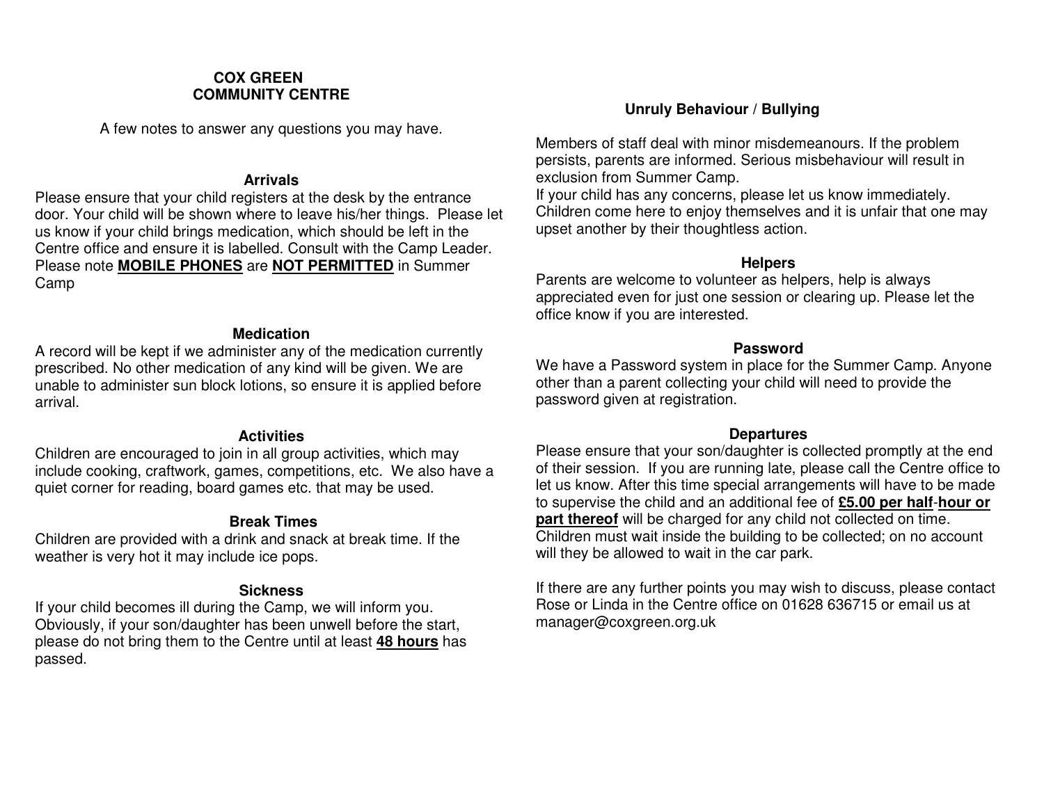# COX GREEN COMMUNITY CENTRE

A few notes to answer any questions you may have.

## Arrivals

Please ensure that your child registers at the desk by the entrance door. Your child will be shown where to leave his/her things. Please let us know if your child brings medication, which should be left in the Centre office and ensure it is labelled. Consult with the Camp Leader. Please note **MOBILE PHONES** are **NOT PERMITTED** in Summer Camp

## Medication

A record will be kept if we administer any of the medication currently prescribed. No other medication of any kind will be given. We are unable to administer sun block lotions, so ensure it is applied before arrival.

## Activities

Children are encouraged to join in all group activities, which may include cooking, craftwork, games, competitions, etc. We also have a quiet corner for reading, board games etc. that may be used.

## Break Times

Children are provided with a drink and snack at break time. If the weather is very hot it may include ice pops.

## Sickness

If your child becomes ill during the Camp, we will inform you. Obviously, if your son/daughter has been unwell before the start, please do not bring them to the Centre until at least **48 hours** has passed.

## Unruly Behaviour / Bullying

Members of staff deal with minor misdemeanours. If the problem persists, parents are informed. Serious misbehaviour will result in exclusion from Summer Camp.
If your child has any concerns, please let us know immediately. Children come here to enjoy themselves and it is unfair that one may upset another by their thoughtless action.

## Helpers

Parents are welcome to volunteer as helpers, help is always appreciated even for just one session or clearing up. Please let the office know if you are interested.

## Password

We have a Password system in place for the Summer Camp. Anyone other than a parent collecting your child will need to provide the password given at registration.

## Departures

Please ensure that your son/daughter is collected promptly at the end of their session. If you are running late, please call the Centre office to let us know. After this time special arrangements will have to be made to supervise the child and an additional fee of **£5.00 per half-hour or part thereof** will be charged for any child not collected on time. Children must wait inside the building to be collected; on no account will they be allowed to wait in the car park.

If there are any further points you may wish to discuss, please contact Rose or Linda in the Centre office on 01628 636715 or email us at manager@coxgreen.org.uk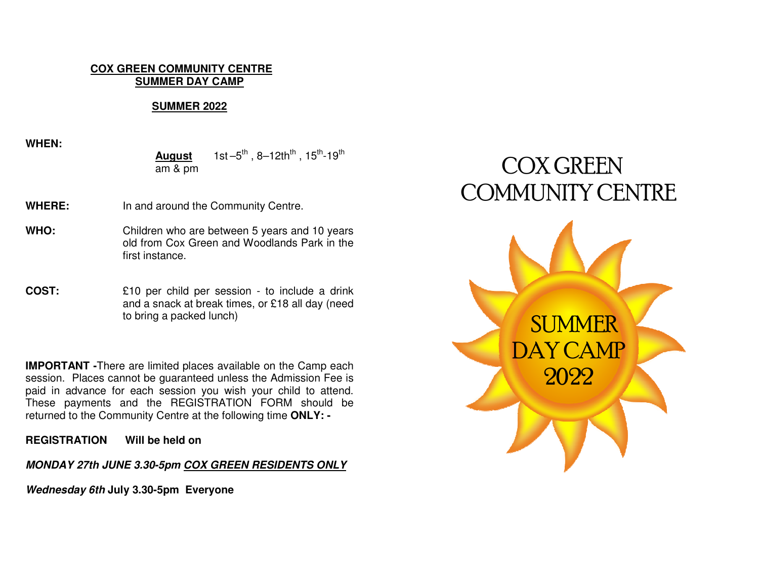**COX GREEN COMMUNITY CENTRE**
**SUMMER DAY CAMP**

**SUMMER 2022**

**WHEN:**

**August** 1st – 5th , 8–12th , 15th - 19th
am & pm

**WHERE:** In and around the Community Centre.

**WHO:** Children who are between 5 years and 10 years old from Cox Green and Woodlands Park in the first instance.

**COST:** £10 per child per session - to include a drink and a snack at break times, or £18 all day (need to bring a packed lunch)

**IMPORTANT -** There are limited places available on the Camp each session. Places cannot be guaranteed unless the Admission Fee is paid in advance for each session you wish your child to attend. These payments and the REGISTRATION FORM should be returned to the Community Centre at the following time **ONLY: -**

**REGISTRATION Will be held on**

***MONDAY 27th JUNE 3.30-5pm COX GREEN RESIDENTS ONLY***

***Wednesday 6th* July 3.30-5pm Everyone**

COX GREEN COMMUNITY CENTRE

SUMMER DAY CAMP 2022